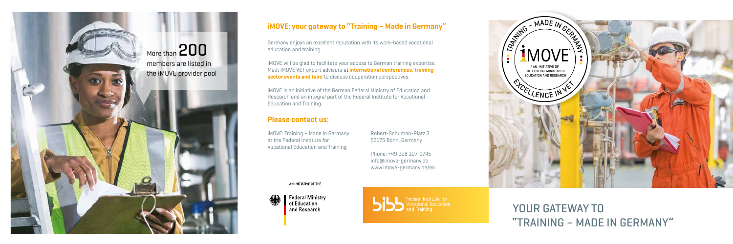More than **200** members are listed in the iMOVE provider pool

## iMOVE: your gateway to "Training – Made in Germany"

Germany enjoys an excellent reputation with its work-based vocational education and training.

iMOVE will be glad to facilitate your access to German training expertise. Meet iMOVE VET export advisors at **international conferences, training sector events and fairs** to discuss cooperation perspectives.

iMOVE is an initiative of the German Federal Ministry of Education and Research and an integral part of the Federal Institute for Vocational Education and Training.

## Please contact us:

iMOVE: Training – Made in Germany
at the Federal Institute for
Vocational Education and Training

Robert-Schuman-Platz 3
53175 Bonn, Germany

Phone: +49 228 107-1745
info@imove-germany.de
www.imove-germany.de/en

AN INITIATIVE OF THE

Federal Ministry of Education and Research

Federal Institute for Vocational Education and Training

TRAINING – MADE IN GERMANY
iMOVE*
* AN INITIATIVE OF THE FEDERAL MINISTRY OF EDUCATION AND RESEARCH
EXCELLENCE IN VET

# YOUR GATEWAY TO "TRAINING – MADE IN GERMANY"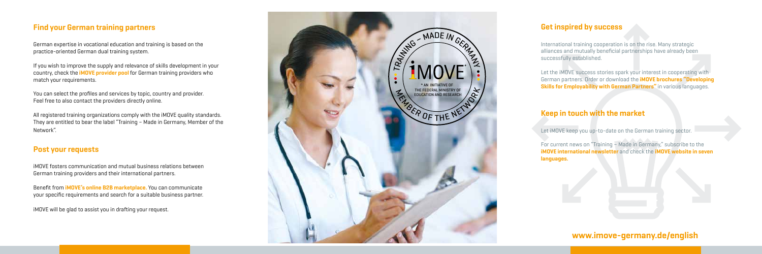## Find your German training partners

German expertise in vocational education and training is based on the practice-oriented German dual training system.

If you wish to improve the supply and relevance of skills development in your country, check the **iMOVE provider pool** for German training providers who match your requirements.

You can select the profiles and services by topic, country and provider. Feel free to also contact the providers directly online.

All registered training organizations comply with the iMOVE quality standards. They are entitled to bear the label "Training – Made in Germany, Member of the Network".

## Post your requests

iMOVE fosters communication and mutual business relations between German training providers and their international partners.

Benefit from **iMOVE's online B2B marketplace**. You can communicate your specific requirements and search for a suitable business partner.

iMOVE will be glad to assist you in drafting your request.

TRAINING – MADE IN GERMANY
iMOVE
* AN INITIATIVE OF THE FEDERAL MINISTRY OF EDUCATION AND RESEARCH
MEMBER OF THE NETWORK

## Get inspired by success

International training cooperation is on the rise. Many strategic alliances and mutually beneficial partnerships have already been successfully established.

Let the iMOVE success stories spark your interest in cooperating with German partners. Order or download the **iMOVE brochures "Developing Skills for Employability with German Partners"** in various languages.

## Keep in touch with the market

Let iMOVE keep you up-to-date on the German training sector.

For current news on "Training – Made in Germany," subscribe to the **iMOVE international newsletter** and check the **iMOVE website in seven languages.**

**www.imove-germany.de/english**